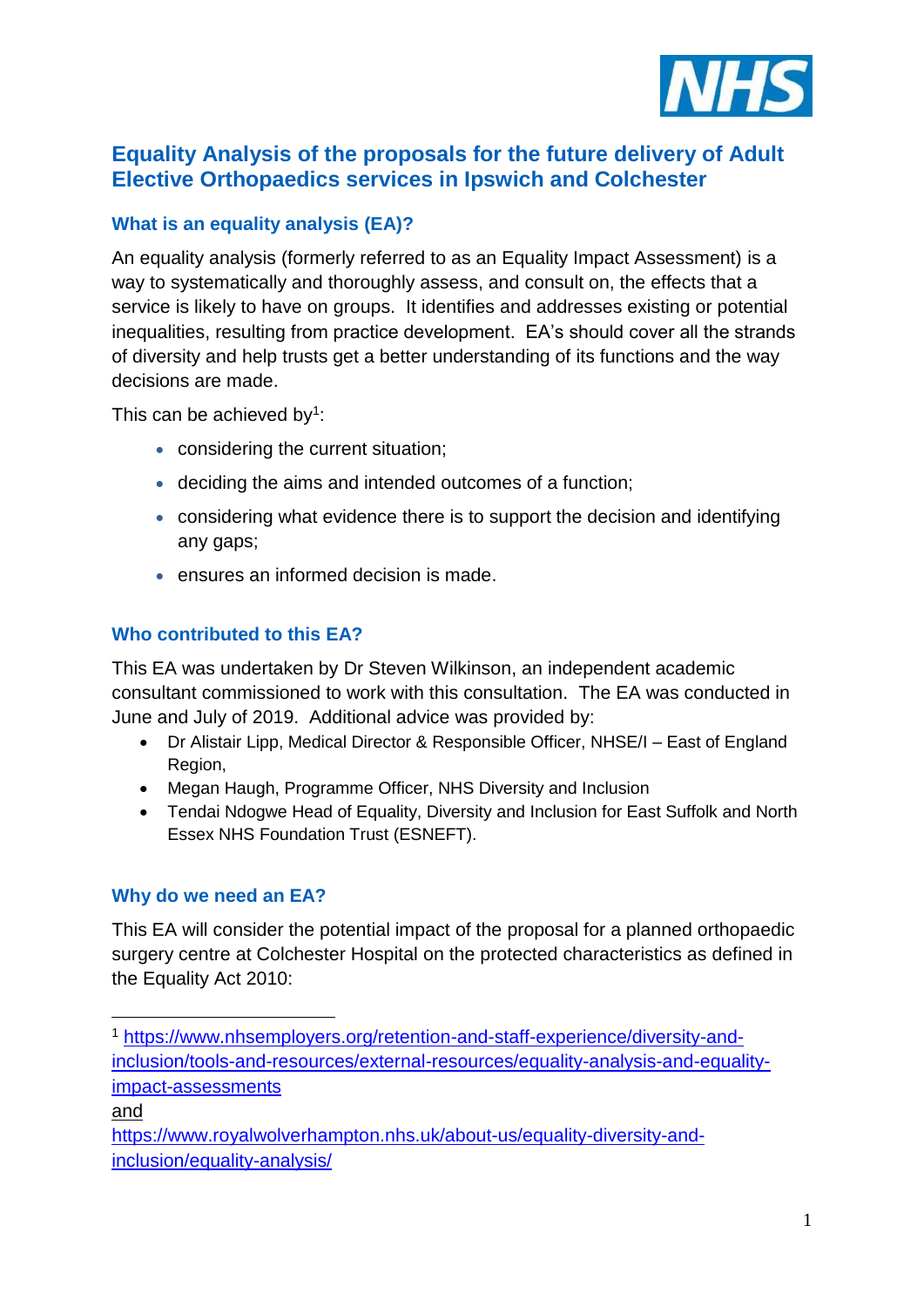# Equality Analysis of the proposals for the future delivery of Adult Elective Orthopaedics services in Ipswich and Colchester

## What is an equality analysis (EA)?

An equality analysis (formerly referred to as an Equality Impact Assessment) is a way to systematically and thoroughly assess, and consult on, the effects that a service is likely to have on groups. It identifies and addresses existing or potential inequalities, resulting from practice development. EA's should cover all the strands of diversity and help trusts get a better understanding of its functions and the way decisions are made.

This can be achieved by[1]:

- considering the current situation;
- deciding the aims and intended outcomes of a function;
- considering what evidence there is to support the decision and identifying any gaps;
- ensures an informed decision is made.

## Who contributed to this EA?

This EA was undertaken by Dr Steven Wilkinson, an independent academic consultant commissioned to work with this consultation. The EA was conducted in June and July of 2019. Additional advice was provided by:

- Dr Alistair Lipp, Medical Director & Responsible Officer, NHSE/I – East of England Region,
- Megan Haugh, Programme Officer, NHS Diversity and Inclusion
- Tendai Ndogwe Head of Equality, Diversity and Inclusion for East Suffolk and North Essex NHS Foundation Trust (ESNEFT).

## Why do we need an EA?

This EA will consider the potential impact of the proposal for a planned orthopaedic surgery centre at Colchester Hospital on the protected characteristics as defined in the Equality Act 2010:

---

[1] https://www.nhsemployers.org/retention-and-staff-experience/diversity-and-inclusion/tools-and-resources/external-resources/equality-analysis-and-equality-impact-assessments
and
https://www.royalwolverhampton.nhs.uk/about-us/equality-diversity-and-inclusion/equality-analysis/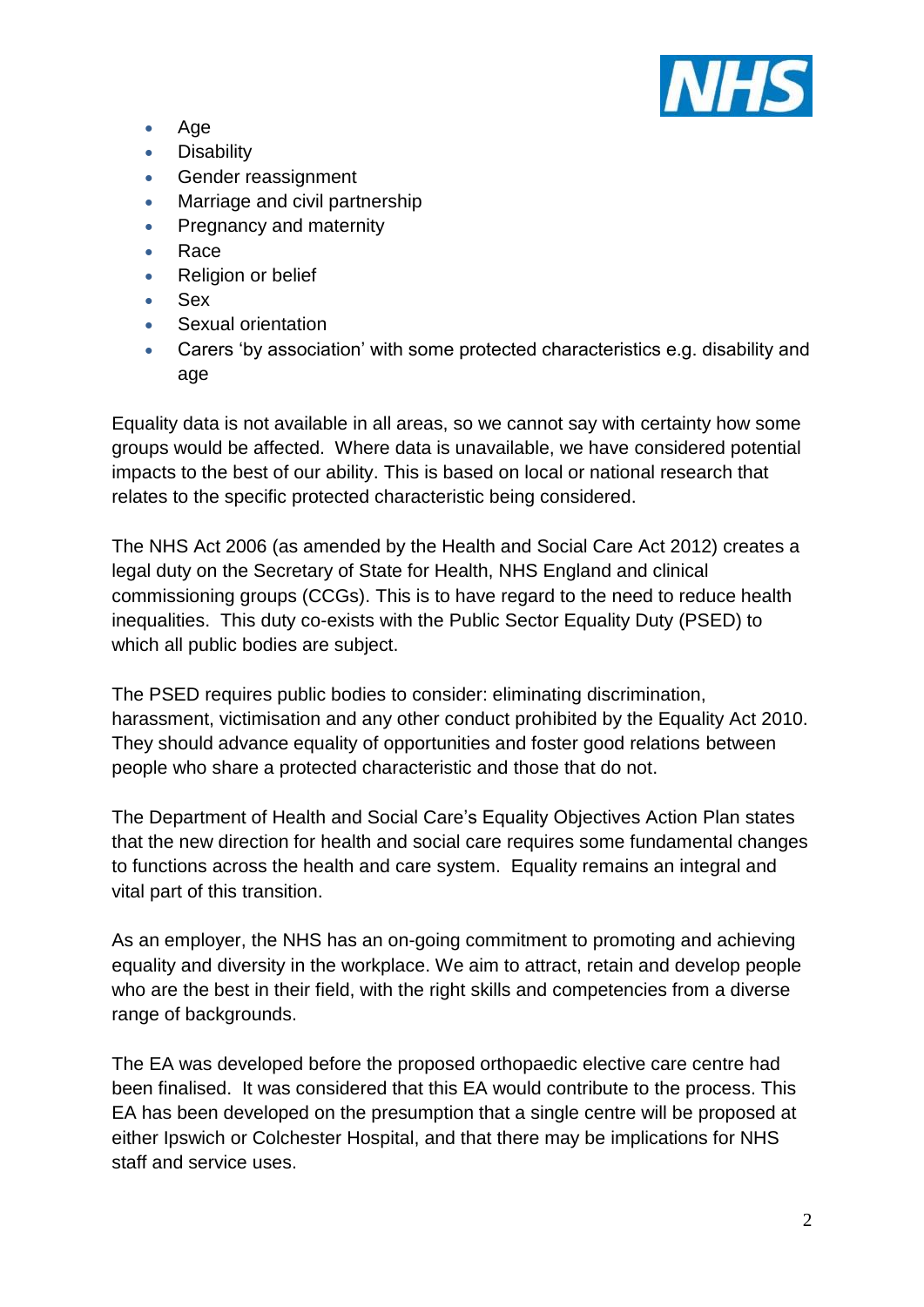- Age
- Disability
- Gender reassignment
- Marriage and civil partnership
- Pregnancy and maternity
- Race
- Religion or belief
- Sex
- Sexual orientation
- Carers 'by association' with some protected characteristics e.g. disability and age

Equality data is not available in all areas, so we cannot say with certainty how some groups would be affected. Where data is unavailable, we have considered potential impacts to the best of our ability. This is based on local or national research that relates to the specific protected characteristic being considered.

The NHS Act 2006 (as amended by the Health and Social Care Act 2012) creates a legal duty on the Secretary of State for Health, NHS England and clinical commissioning groups (CCGs). This is to have regard to the need to reduce health inequalities. This duty co-exists with the Public Sector Equality Duty (PSED) to which all public bodies are subject.

The PSED requires public bodies to consider: eliminating discrimination, harassment, victimisation and any other conduct prohibited by the Equality Act 2010. They should advance equality of opportunities and foster good relations between people who share a protected characteristic and those that do not.

The Department of Health and Social Care's Equality Objectives Action Plan states that the new direction for health and social care requires some fundamental changes to functions across the health and care system. Equality remains an integral and vital part of this transition.

As an employer, the NHS has an on-going commitment to promoting and achieving equality and diversity in the workplace. We aim to attract, retain and develop people who are the best in their field, with the right skills and competencies from a diverse range of backgrounds.

The EA was developed before the proposed orthopaedic elective care centre had been finalised. It was considered that this EA would contribute to the process. This EA has been developed on the presumption that a single centre will be proposed at either Ipswich or Colchester Hospital, and that there may be implications for NHS staff and service uses.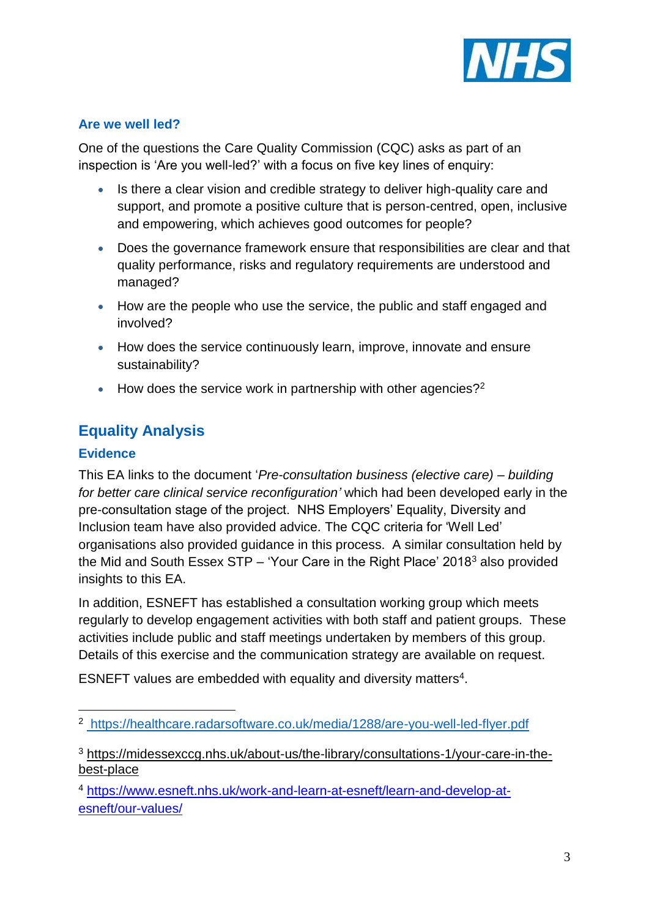### Are we well led?

One of the questions the Care Quality Commission (CQC) asks as part of an inspection is 'Are you well-led?' with a focus on five key lines of enquiry:

- Is there a clear vision and credible strategy to deliver high-quality care and support, and promote a positive culture that is person-centred, open, inclusive and empowering, which achieves good outcomes for people?
- Does the governance framework ensure that responsibilities are clear and that quality performance, risks and regulatory requirements are understood and managed?
- How are the people who use the service, the public and staff engaged and involved?
- How does the service continuously learn, improve, innovate and ensure sustainability?
- How does the service work in partnership with other agencies?[2]

## Equality Analysis

### Evidence

This EA links to the document '*Pre-consultation business (elective care) – building for better care clinical service reconfiguration'* which had been developed early in the pre-consultation stage of the project. NHS Employers' Equality, Diversity and Inclusion team have also provided advice. The CQC criteria for 'Well Led' organisations also provided guidance in this process. A similar consultation held by the Mid and South Essex STP – 'Your Care in the Right Place' 2018[3] also provided insights to this EA.

In addition, ESNEFT has established a consultation working group which meets regularly to develop engagement activities with both staff and patient groups. These activities include public and staff meetings undertaken by members of this group. Details of this exercise and the communication strategy are available on request.

ESNEFT values are embedded with equality and diversity matters[4].

---

[2] https://healthcare.radarsoftware.co.uk/media/1288/are-you-well-led-flyer.pdf

[3] https://midessexccg.nhs.uk/about-us/the-library/consultations-1/your-care-in-the-best-place

[4] https://www.esneft.nhs.uk/work-and-learn-at-esneft/learn-and-develop-at-esneft/our-values/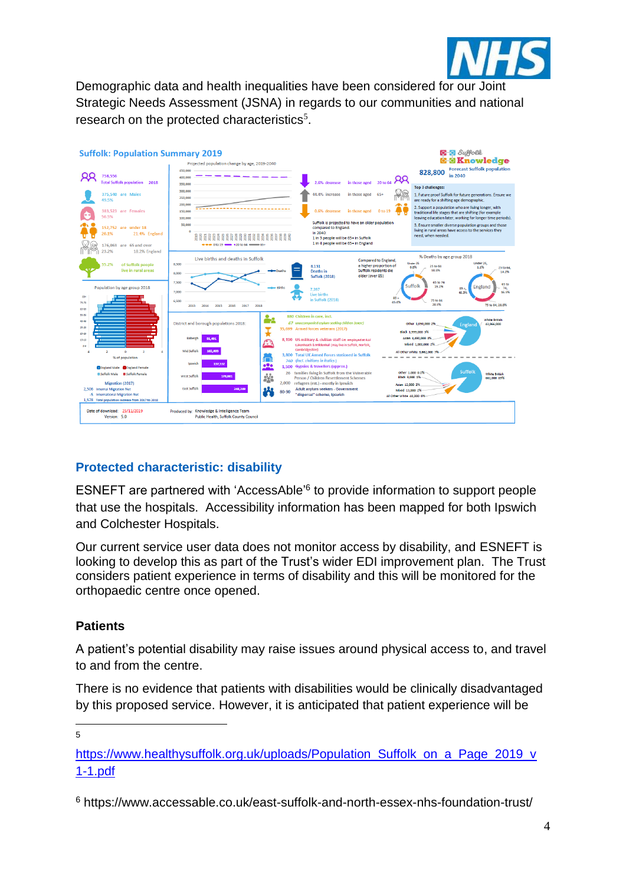Demographic data and health inequalities have been considered for our Joint Strategic Needs Assessment (JSNA) in regards to our communities and national research on the protected characteristics[5].

## Protected characteristic: disability

ESNEFT are partnered with 'AccessAble'[6] to provide information to support people that use the hospitals. Accessibility information has been mapped for both Ipswich and Colchester Hospitals.

Our current service user data does not monitor access by disability, and ESNEFT is looking to develop this as part of the Trust's wider EDI improvement plan. The Trust considers patient experience in terms of disability and this will be monitored for the orthopaedic centre once opened.

### Patients

A patient's potential disability may raise issues around physical access to, and travel to and from the centre.

There is no evidence that patients with disabilities would be clinically disadvantaged by this proposed service. However, it is anticipated that patient experience will be

---

5 https://www.healthysuffolk.org.uk/uploads/Population_Suffolk_on_a_Page_2019_v1-1.pdf

6 https://www.accessable.co.uk/east-suffolk-and-north-essex-nhs-foundation-trust/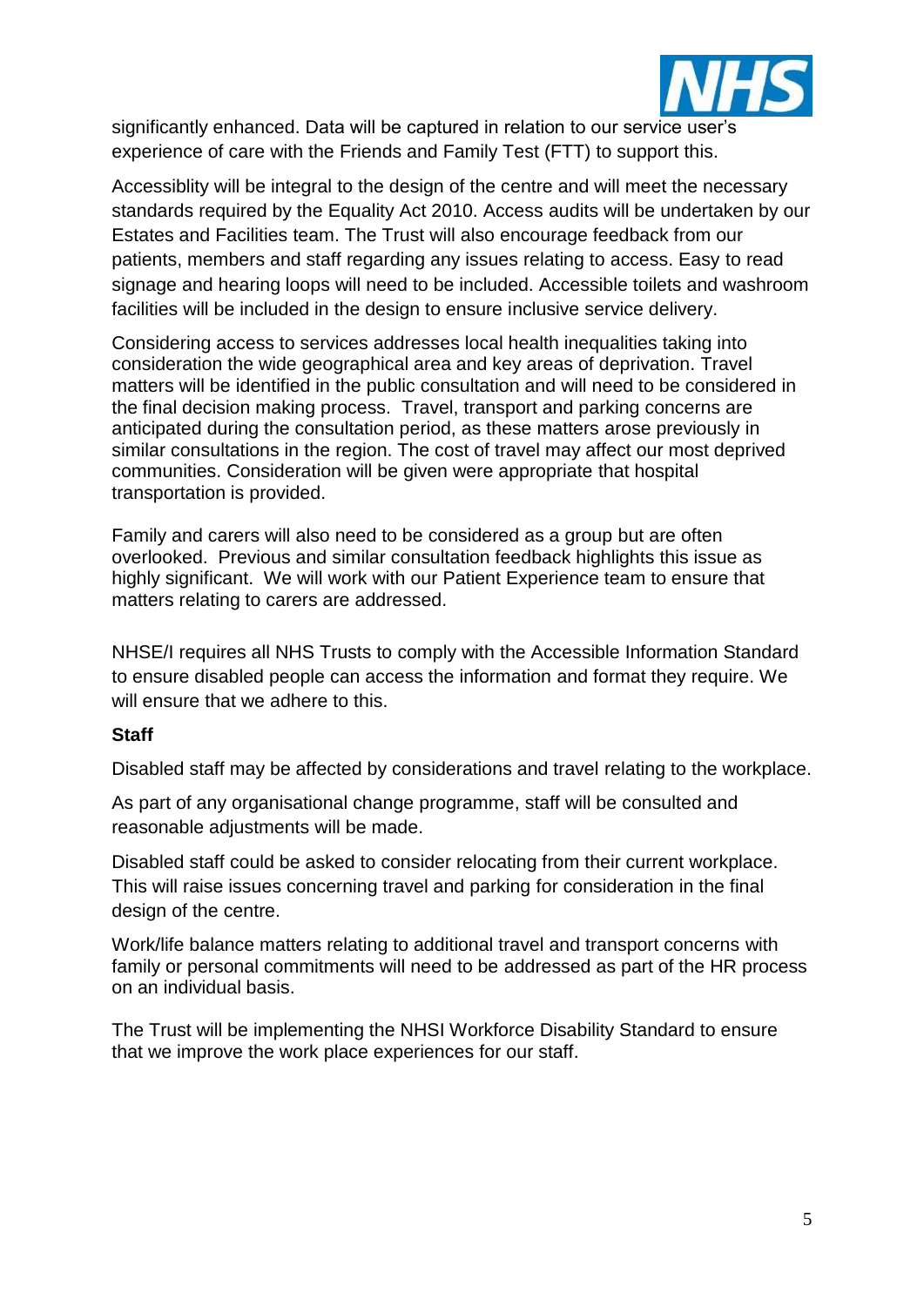significantly enhanced. Data will be captured in relation to our service user's experience of care with the Friends and Family Test (FTT) to support this.

Accessiblity will be integral to the design of the centre and will meet the necessary standards required by the Equality Act 2010. Access audits will be undertaken by our Estates and Facilities team. The Trust will also encourage feedback from our patients, members and staff regarding any issues relating to access. Easy to read signage and hearing loops will need to be included. Accessible toilets and washroom facilities will be included in the design to ensure inclusive service delivery.

Considering access to services addresses local health inequalities taking into consideration the wide geographical area and key areas of deprivation. Travel matters will be identified in the public consultation and will need to be considered in the final decision making process. Travel, transport and parking concerns are anticipated during the consultation period, as these matters arose previously in similar consultations in the region. The cost of travel may affect our most deprived communities. Consideration will be given were appropriate that hospital transportation is provided.

Family and carers will also need to be considered as a group but are often overlooked. Previous and similar consultation feedback highlights this issue as highly significant. We will work with our Patient Experience team to ensure that matters relating to carers are addressed.

NHSE/I requires all NHS Trusts to comply with the Accessible Information Standard to ensure disabled people can access the information and format they require. We will ensure that we adhere to this.

**Staff**

Disabled staff may be affected by considerations and travel relating to the workplace.

As part of any organisational change programme, staff will be consulted and reasonable adjustments will be made.

Disabled staff could be asked to consider relocating from their current workplace. This will raise issues concerning travel and parking for consideration in the final design of the centre.

Work/life balance matters relating to additional travel and transport concerns with family or personal commitments will need to be addressed as part of the HR process on an individual basis.

The Trust will be implementing the NHSI Workforce Disability Standard to ensure that we improve the work place experiences for our staff.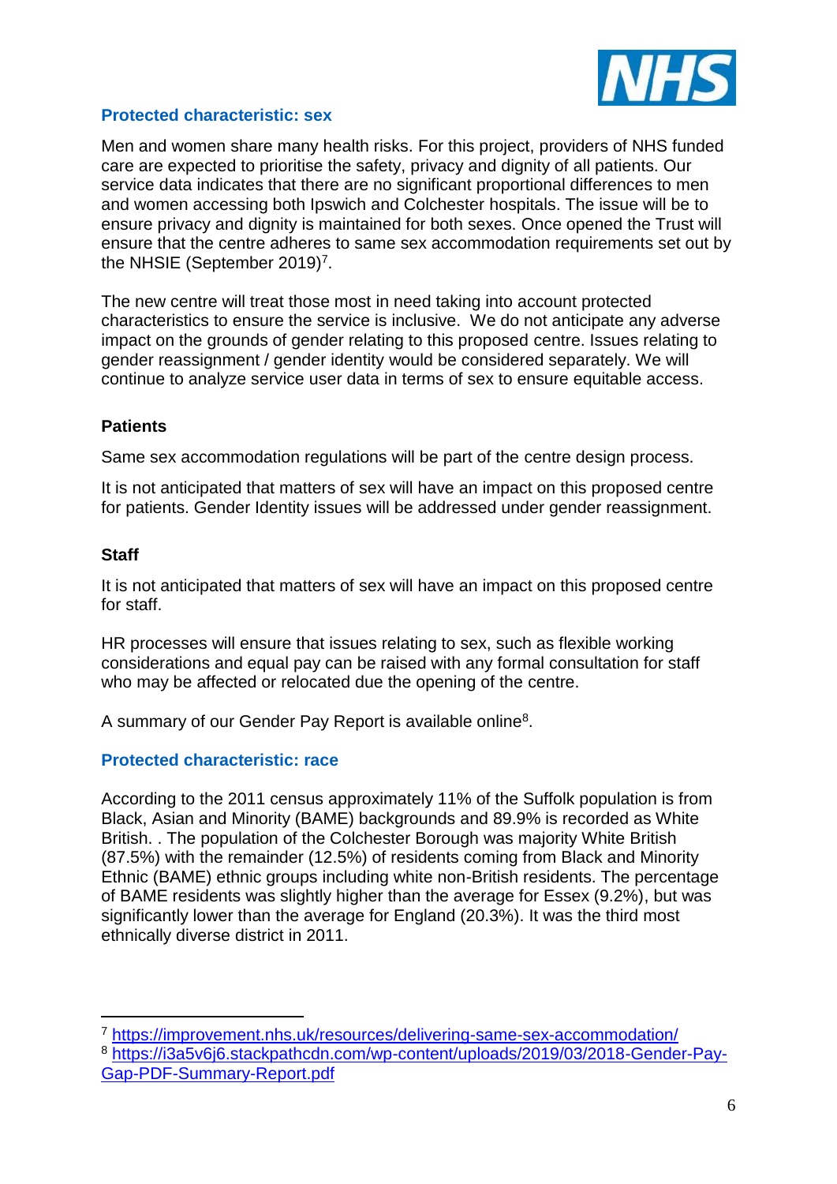### Protected characteristic: sex

Men and women share many health risks. For this project, providers of NHS funded care are expected to prioritise the safety, privacy and dignity of all patients. Our service data indicates that there are no significant proportional differences to men and women accessing both Ipswich and Colchester hospitals. The issue will be to ensure privacy and dignity is maintained for both sexes. Once opened the Trust will ensure that the centre adheres to same sex accommodation requirements set out by the NHSIE (September 2019)[7].

The new centre will treat those most in need taking into account protected characteristics to ensure the service is inclusive. We do not anticipate any adverse impact on the grounds of gender relating to this proposed centre. Issues relating to gender reassignment / gender identity would be considered separately. We will continue to analyze service user data in terms of sex to ensure equitable access.

**Patients**

Same sex accommodation regulations will be part of the centre design process.

It is not anticipated that matters of sex will have an impact on this proposed centre for patients. Gender Identity issues will be addressed under gender reassignment.

**Staff**

It is not anticipated that matters of sex will have an impact on this proposed centre for staff.

HR processes will ensure that issues relating to sex, such as flexible working considerations and equal pay can be raised with any formal consultation for staff who may be affected or relocated due the opening of the centre.

A summary of our Gender Pay Report is available online[8].

### Protected characteristic: race

According to the 2011 census approximately 11% of the Suffolk population is from Black, Asian and Minority (BAME) backgrounds and 89.9% is recorded as White British. . The population of the Colchester Borough was majority White British (87.5%) with the remainder (12.5%) of residents coming from Black and Minority Ethnic (BAME) ethnic groups including white non-British residents. The percentage of BAME residents was slightly higher than the average for Essex (9.2%), but was significantly lower than the average for England (20.3%). It was the third most ethnically diverse district in 2011.

---

[7] https://improvement.nhs.uk/resources/delivering-same-sex-accommodation/

[8] https://i3a5v6j6.stackpathcdn.com/wp-content/uploads/2019/03/2018-Gender-Pay-Gap-PDF-Summary-Report.pdf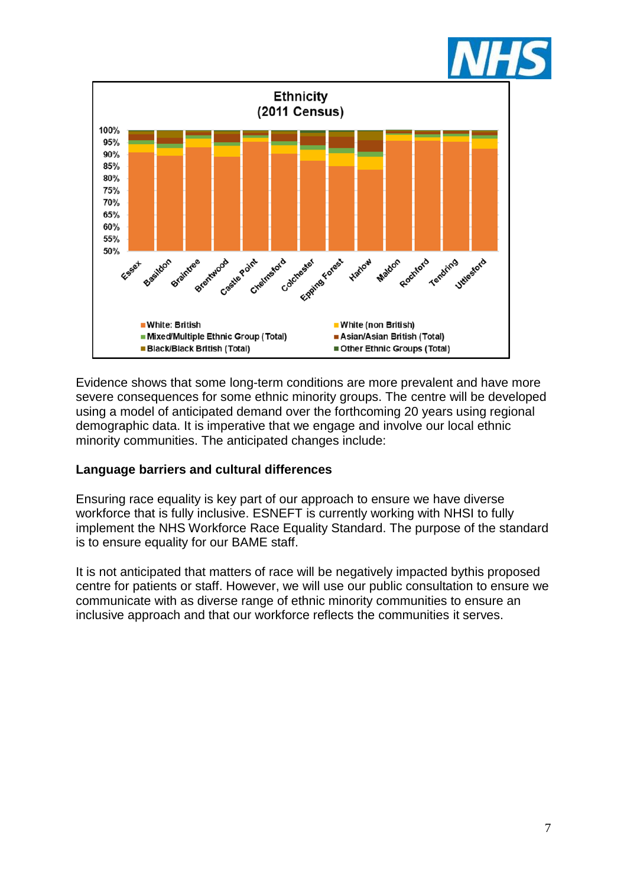**Ethnicity (2011 Census)**

Evidence shows that some long-term conditions are more prevalent and have more severe consequences for some ethnic minority groups. The centre will be developed using a model of anticipated demand over the forthcoming 20 years using regional demographic data. It is imperative that we engage and involve our local ethnic minority communities. The anticipated changes include:

**Language barriers and cultural differences**

Ensuring race equality is key part of our approach to ensure we have diverse workforce that is fully inclusive. ESNEFT is currently working with NHSI to fully implement the NHS Workforce Race Equality Standard. The purpose of the standard is to ensure equality for our BAME staff.

It is not anticipated that matters of race will be negatively impacted bythis proposed centre for patients or staff. However, we will use our public consultation to ensure we communicate with as diverse range of ethnic minority communities to ensure an inclusive approach and that our workforce reflects the communities it serves.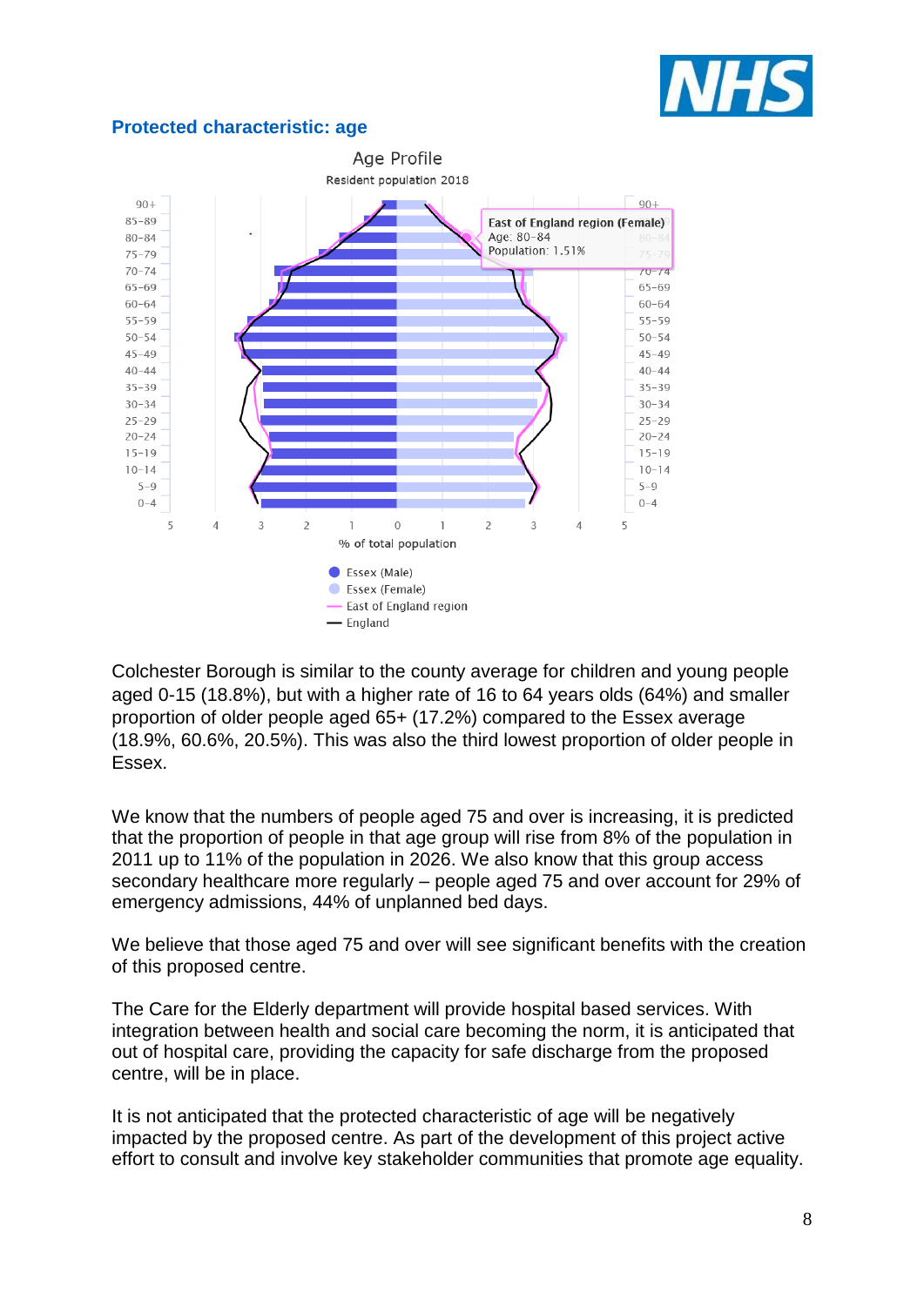## Protected characteristic: age

Age Profile

Resident population 2018

Colchester Borough is similar to the county average for children and young people aged 0-15 (18.8%), but with a higher rate of 16 to 64 years olds (64%) and smaller proportion of older people aged 65+ (17.2%) compared to the Essex average (18.9%, 60.6%, 20.5%). This was also the third lowest proportion of older people in Essex.

We know that the numbers of people aged 75 and over is increasing, it is predicted that the proportion of people in that age group will rise from 8% of the population in 2011 up to 11% of the population in 2026. We also know that this group access secondary healthcare more regularly – people aged 75 and over account for 29% of emergency admissions, 44% of unplanned bed days.

We believe that those aged 75 and over will see significant benefits with the creation of this proposed centre.

The Care for the Elderly department will provide hospital based services. With integration between health and social care becoming the norm, it is anticipated that out of hospital care, providing the capacity for safe discharge from the proposed centre, will be in place.

It is not anticipated that the protected characteristic of age will be negatively impacted by the proposed centre. As part of the development of this project active effort to consult and involve key stakeholder communities that promote age equality.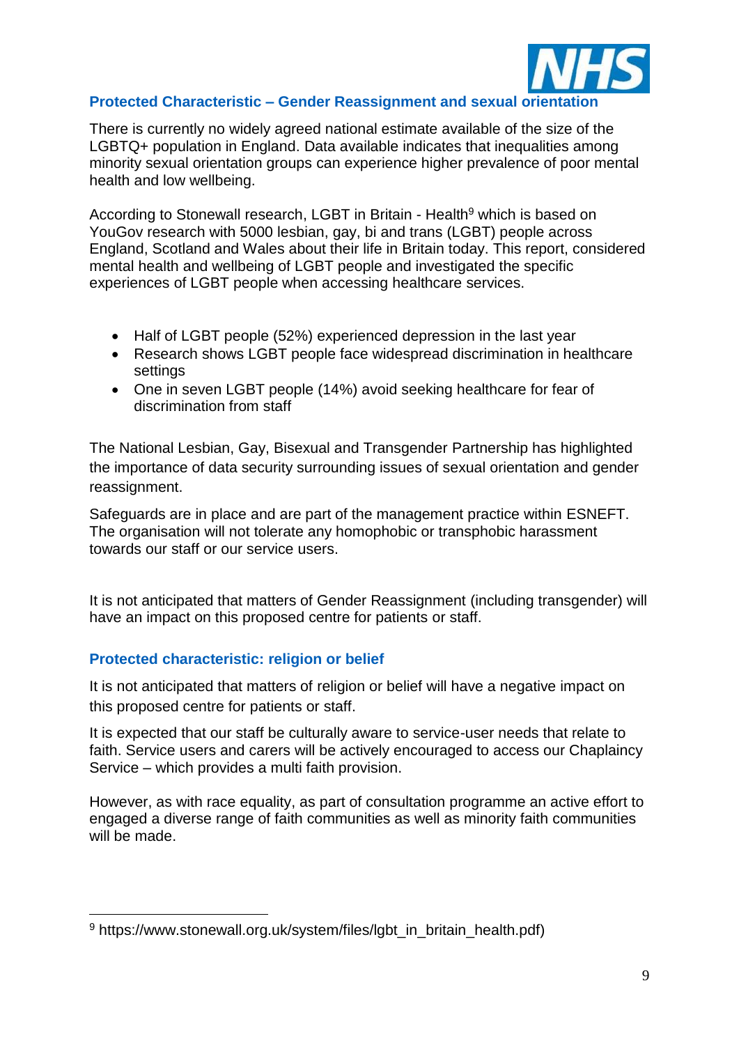### Protected Characteristic – Gender Reassignment and sexual orientation

There is currently no widely agreed national estimate available of the size of the LGBTQ+ population in England. Data available indicates that inequalities among minority sexual orientation groups can experience higher prevalence of poor mental health and low wellbeing.

According to Stonewall research, LGBT in Britain - Health[9] which is based on YouGov research with 5000 lesbian, gay, bi and trans (LGBT) people across England, Scotland and Wales about their life in Britain today. This report, considered mental health and wellbeing of LGBT people and investigated the specific experiences of LGBT people when accessing healthcare services.

- Half of LGBT people (52%) experienced depression in the last year
- Research shows LGBT people face widespread discrimination in healthcare settings
- One in seven LGBT people (14%) avoid seeking healthcare for fear of discrimination from staff

The National Lesbian, Gay, Bisexual and Transgender Partnership has highlighted the importance of data security surrounding issues of sexual orientation and gender reassignment.

Safeguards are in place and are part of the management practice within ESNEFT. The organisation will not tolerate any homophobic or transphobic harassment towards our staff or our service users.

It is not anticipated that matters of Gender Reassignment (including transgender) will have an impact on this proposed centre for patients or staff.

### Protected characteristic: religion or belief

It is not anticipated that matters of religion or belief will have a negative impact on this proposed centre for patients or staff.

It is expected that our staff be culturally aware to service-user needs that relate to faith. Service users and carers will be actively encouraged to access our Chaplaincy Service – which provides a multi faith provision.

However, as with race equality, as part of consultation programme an active effort to engaged a diverse range of faith communities as well as minority faith communities will be made.

---

[9] https://www.stonewall.org.uk/system/files/lgbt_in_britain_health.pdf)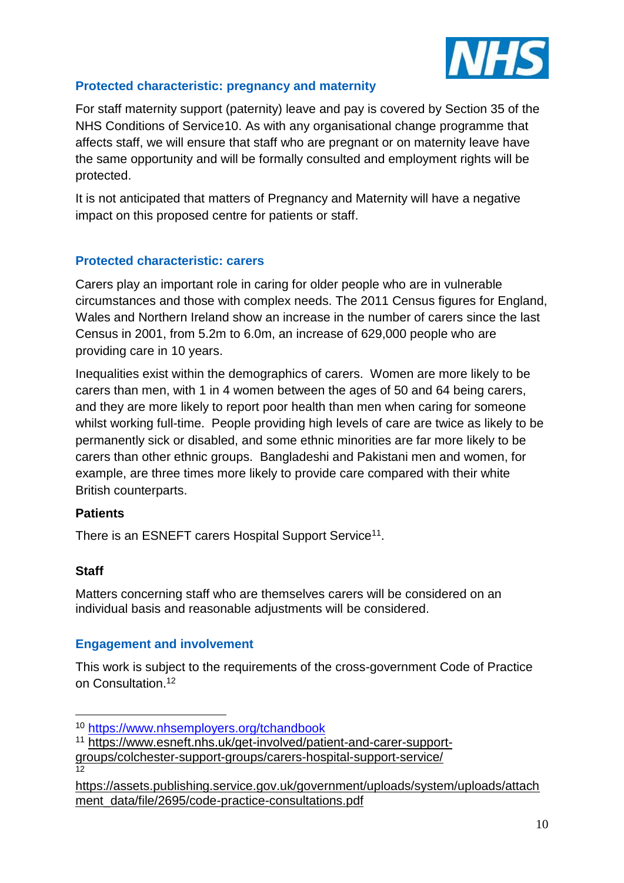### Protected characteristic: pregnancy and maternity

For staff maternity support (paternity) leave and pay is covered by Section 35 of the NHS Conditions of Service10. As with any organisational change programme that affects staff, we will ensure that staff who are pregnant or on maternity leave have the same opportunity and will be formally consulted and employment rights will be protected.

It is not anticipated that matters of Pregnancy and Maternity will have a negative impact on this proposed centre for patients or staff.

### Protected characteristic: carers

Carers play an important role in caring for older people who are in vulnerable circumstances and those with complex needs. The 2011 Census figures for England, Wales and Northern Ireland show an increase in the number of carers since the last Census in 2001, from 5.2m to 6.0m, an increase of 629,000 people who are providing care in 10 years.

Inequalities exist within the demographics of carers. Women are more likely to be carers than men, with 1 in 4 women between the ages of 50 and 64 being carers, and they are more likely to report poor health than men when caring for someone whilst working full-time. People providing high levels of care are twice as likely to be permanently sick or disabled, and some ethnic minorities are far more likely to be carers than other ethnic groups. Bangladeshi and Pakistani men and women, for example, are three times more likely to provide care compared with their white British counterparts.

**Patients**

There is an ESNEFT carers Hospital Support Service[11].

**Staff**

Matters concerning staff who are themselves carers will be considered on an individual basis and reasonable adjustments will be considered.

### Engagement and involvement

This work is subject to the requirements of the cross-government Code of Practice on Consultation.[12]

---

[10] https://www.nhsemployers.org/tchandbook

[11] https://www.esneft.nhs.uk/get-involved/patient-and-carer-support-groups/colchester-support-groups/carers-hospital-support-service/

[12] https://assets.publishing.service.gov.uk/government/uploads/system/uploads/attachment_data/file/2695/code-practice-consultations.pdf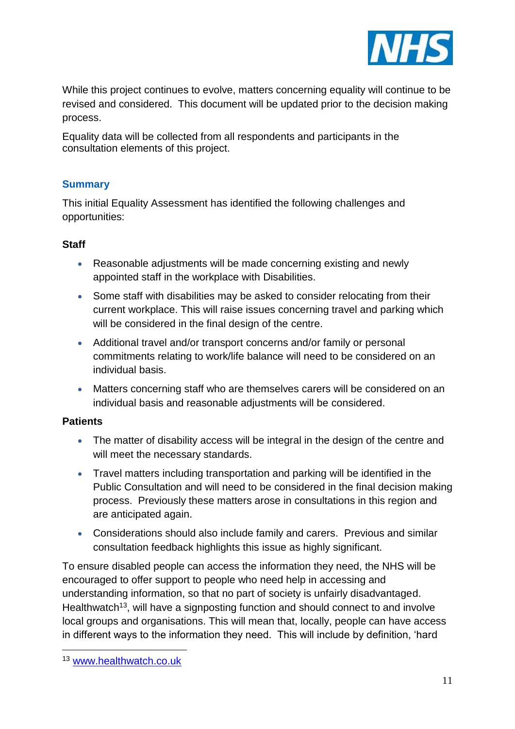While this project continues to evolve, matters concerning equality will continue to be revised and considered. This document will be updated prior to the decision making process.

Equality data will be collected from all respondents and participants in the consultation elements of this project.

## Summary

This initial Equality Assessment has identified the following challenges and opportunities:

**Staff**

- Reasonable adjustments will be made concerning existing and newly appointed staff in the workplace with Disabilities.
- Some staff with disabilities may be asked to consider relocating from their current workplace. This will raise issues concerning travel and parking which will be considered in the final design of the centre.
- Additional travel and/or transport concerns and/or family or personal commitments relating to work/life balance will need to be considered on an individual basis.
- Matters concerning staff who are themselves carers will be considered on an individual basis and reasonable adjustments will be considered.

**Patients**

- The matter of disability access will be integral in the design of the centre and will meet the necessary standards.
- Travel matters including transportation and parking will be identified in the Public Consultation and will need to be considered in the final decision making process. Previously these matters arose in consultations in this region and are anticipated again.
- Considerations should also include family and carers. Previous and similar consultation feedback highlights this issue as highly significant.

To ensure disabled people can access the information they need, the NHS will be encouraged to offer support to people who need help in accessing and understanding information, so that no part of society is unfairly disadvantaged. Healthwatch[13], will have a signposting function and should connect to and involve local groups and organisations. This will mean that, locally, people can have access in different ways to the information they need. This will include by definition, 'hard

[13] www.healthwatch.co.uk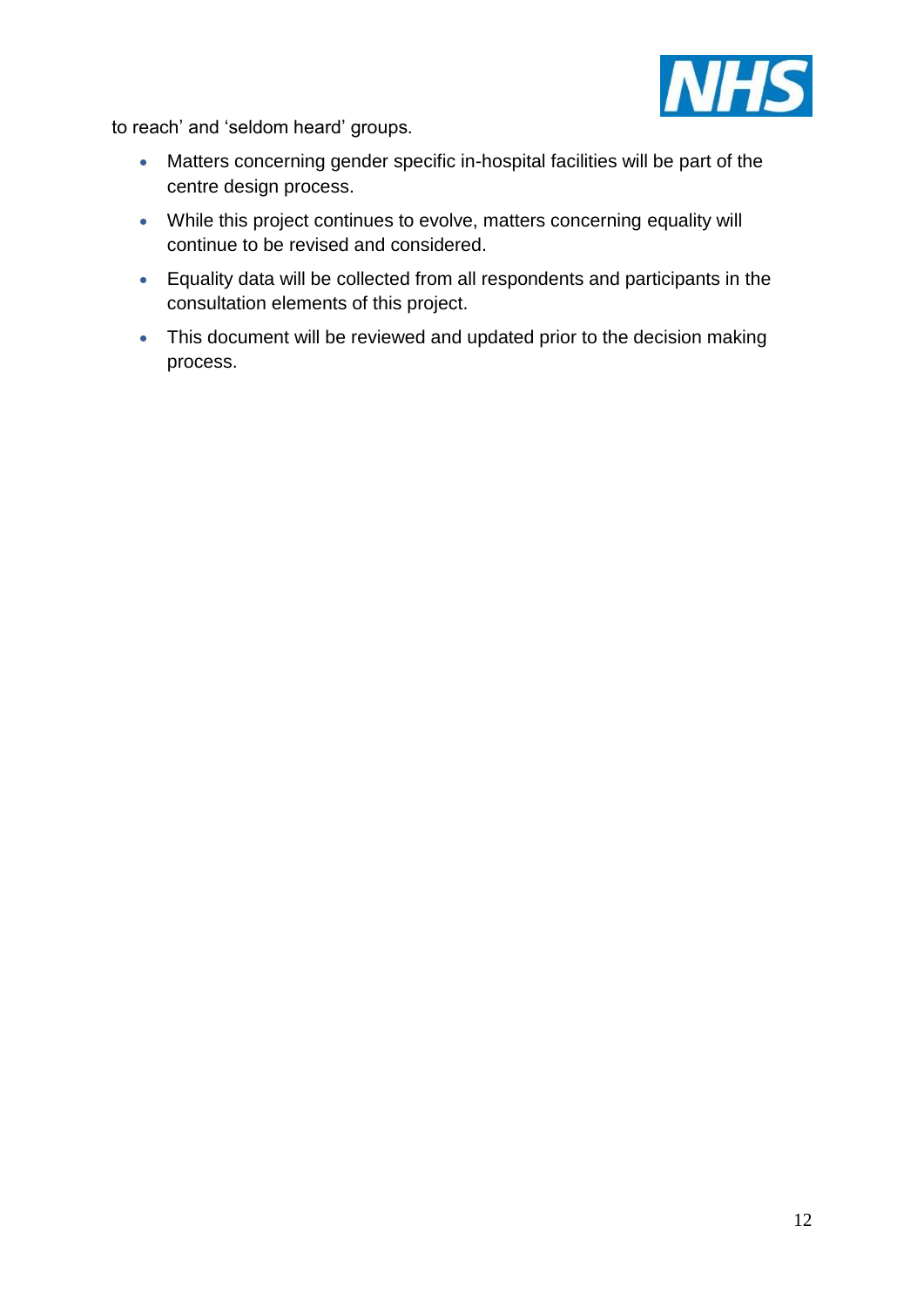to reach' and 'seldom heard' groups.

- Matters concerning gender specific in-hospital facilities will be part of the centre design process.
- While this project continues to evolve, matters concerning equality will continue to be revised and considered.
- Equality data will be collected from all respondents and participants in the consultation elements of this project.
- This document will be reviewed and updated prior to the decision making process.